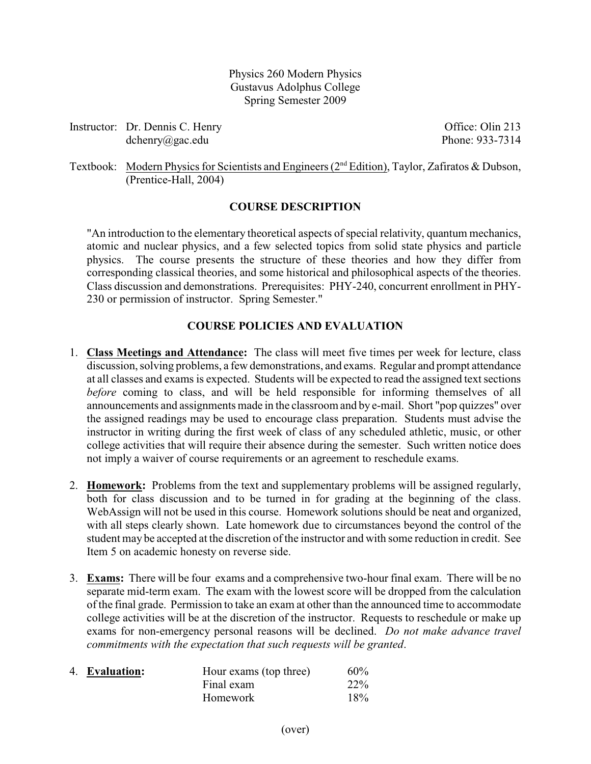Physics 260 Modern Physics
Gustavus Adolphus College
Spring Semester 2009

Instructor: Dr. Dennis C. Henry
dchenry@gac.edu

Office: Olin 213
Phone: 933-7314

Textbook: Modern Physics for Scientists and Engineers (2nd Edition), Taylor, Zafiratos & Dubson, (Prentice-Hall, 2004)

## COURSE DESCRIPTION

"An introduction to the elementary theoretical aspects of special relativity, quantum mechanics, atomic and nuclear physics, and a few selected topics from solid state physics and particle physics. The course presents the structure of these theories and how they differ from corresponding classical theories, and some historical and philosophical aspects of the theories. Class discussion and demonstrations. Prerequisites: PHY-240, concurrent enrollment in PHY-230 or permission of instructor. Spring Semester."

## COURSE POLICIES AND EVALUATION

1. **Class Meetings and Attendance:** The class will meet five times per week for lecture, class discussion, solving problems, a few demonstrations, and exams. Regular and prompt attendance at all classes and exams is expected. Students will be expected to read the assigned text sections *before* coming to class, and will be held responsible for informing themselves of all announcements and assignments made in the classroom and by e-mail. Short "pop quizzes" over the assigned readings may be used to encourage class preparation. Students must advise the instructor in writing during the first week of class of any scheduled athletic, music, or other college activities that will require their absence during the semester. Such written notice does not imply a waiver of course requirements or an agreement to reschedule exams.

2. **Homework:** Problems from the text and supplementary problems will be assigned regularly, both for class discussion and to be turned in for grading at the beginning of the class. WebAssign will not be used in this course. Homework solutions should be neat and organized, with all steps clearly shown. Late homework due to circumstances beyond the control of the student may be accepted at the discretion of the instructor and with some reduction in credit. See Item 5 on academic honesty on reverse side.

3. **Exams:** There will be four exams and a comprehensive two-hour final exam. There will be no separate mid-term exam. The exam with the lowest score will be dropped from the calculation of the final grade. Permission to take an exam at other than the announced time to accommodate college activities will be at the discretion of the instructor. Requests to reschedule or make up exams for non-emergency personal reasons will be declined. *Do not make advance travel commitments with the expectation that such requests will be granted*.

4. **Evaluation:**

| | |
|---|---|
| Hour exams (top three) | 60% |
| Final exam | 22% |
| Homework | 18% |

(over)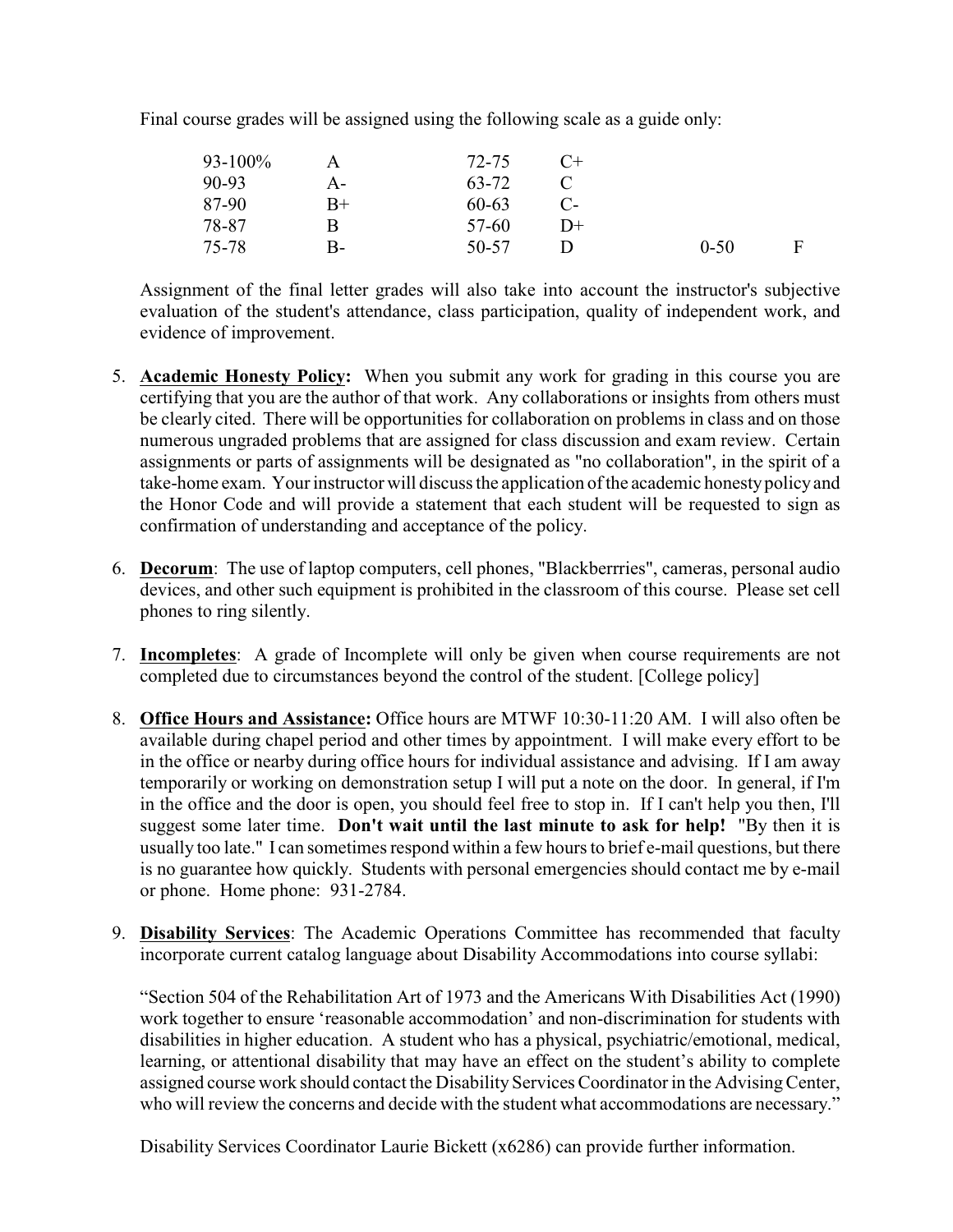Final course grades will be assigned using the following scale as a guide only:

| | | | | | |
|---|---|---|---|---|---|
| 93-100% | A | 72-75 | C+ | | |
| 90-93 | A- | 63-72 | C | | |
| 87-90 | B+ | 60-63 | C- | | |
| 78-87 | B | 57-60 | D+ | | |
| 75-78 | B- | 50-57 | D | 0-50 | F |

Assignment of the final letter grades will also take into account the instructor's subjective evaluation of the student's attendance, class participation, quality of independent work, and evidence of improvement.

5. **Academic Honesty Policy:** When you submit any work for grading in this course you are certifying that you are the author of that work. Any collaborations or insights from others must be clearly cited. There will be opportunities for collaboration on problems in class and on those numerous ungraded problems that are assigned for class discussion and exam review. Certain assignments or parts of assignments will be designated as "no collaboration", in the spirit of a take-home exam. Your instructor will discuss the application of the academic honesty policy and the Honor Code and will provide a statement that each student will be requested to sign as confirmation of understanding and acceptance of the policy.

6. **Decorum**: The use of laptop computers, cell phones, "Blackberrries", cameras, personal audio devices, and other such equipment is prohibited in the classroom of this course. Please set cell phones to ring silently.

7. **Incompletes**: A grade of Incomplete will only be given when course requirements are not completed due to circumstances beyond the control of the student. [College policy]

8. **Office Hours and Assistance:** Office hours are MTWF 10:30-11:20 AM. I will also often be available during chapel period and other times by appointment. I will make every effort to be in the office or nearby during office hours for individual assistance and advising. If I am away temporarily or working on demonstration setup I will put a note on the door. In general, if I'm in the office and the door is open, you should feel free to stop in. If I can't help you then, I'll suggest some later time. **Don't wait until the last minute to ask for help!** "By then it is usually too late." I can sometimes respond within a few hours to brief e-mail questions, but there is no guarantee how quickly. Students with personal emergencies should contact me by e-mail or phone. Home phone: 931-2784.

9. **Disability Services**: The Academic Operations Committee has recommended that faculty incorporate current catalog language about Disability Accommodations into course syllabi:

   "Section 504 of the Rehabilitation Art of 1973 and the Americans With Disabilities Act (1990) work together to ensure 'reasonable accommodation' and non-discrimination for students with disabilities in higher education. A student who has a physical, psychiatric/emotional, medical, learning, or attentional disability that may have an effect on the student's ability to complete assigned course work should contact the Disability Services Coordinator in the Advising Center, who will review the concerns and decide with the student what accommodations are necessary."

   Disability Services Coordinator Laurie Bickett (x6286) can provide further information.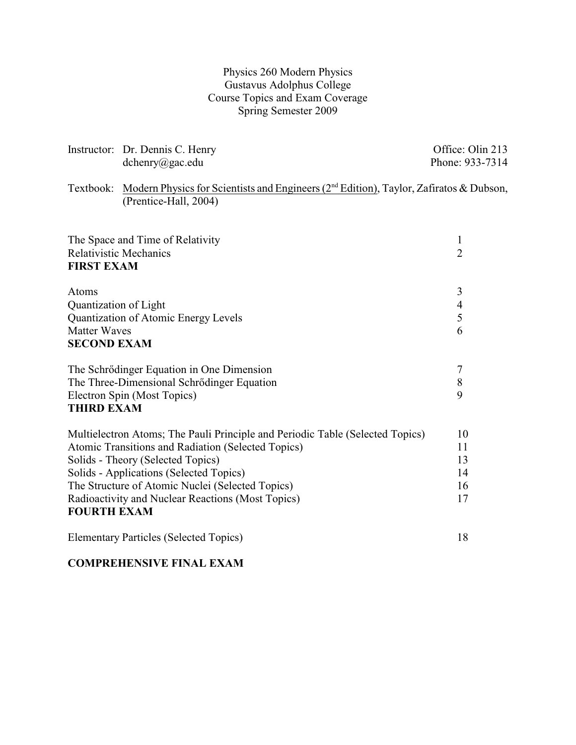Physics 260 Modern Physics
Gustavus Adolphus College
Course Topics and Exam Coverage
Spring Semester 2009

Instructor: Dr. Dennis C. Henry — Office: Olin 213
dchenry@gac.edu — Phone: 933-7314

Textbook: Modern Physics for Scientists and Engineers (2nd Edition), Taylor, Zafiratos & Dubson, (Prentice-Hall, 2004)

| | |
|---|---|
| The Space and Time of Relativity | 1 |
| Relativistic Mechanics | 2 |
| **FIRST EXAM** | |
| Atoms | 3 |
| Quantization of Light | 4 |
| Quantization of Atomic Energy Levels | 5 |
| Matter Waves | 6 |
| **SECOND EXAM** | |
| The Schrődinger Equation in One Dimension | 7 |
| The Three-Dimensional Schrődinger Equation | 8 |
| Electron Spin (Most Topics) | 9 |
| **THIRD EXAM** | |
| Multielectron Atoms; The Pauli Principle and Periodic Table (Selected Topics) | 10 |
| Atomic Transitions and Radiation (Selected Topics) | 11 |
| Solids - Theory (Selected Topics) | 13 |
| Solids - Applications (Selected Topics) | 14 |
| The Structure of Atomic Nuclei (Selected Topics) | 16 |
| Radioactivity and Nuclear Reactions (Most Topics) | 17 |
| **FOURTH EXAM** | |
| Elementary Particles (Selected Topics) | 18 |

**COMPREHENSIVE FINAL EXAM**